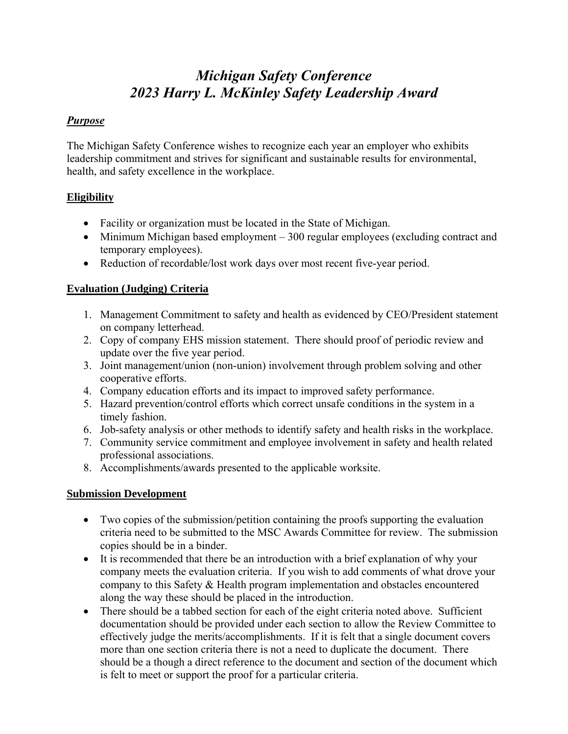# *Michigan Safety Conference*
# *2023 Harry L. McKinley Safety Leadership Award*

***Purpose***

The Michigan Safety Conference wishes to recognize each year an employer who exhibits leadership commitment and strives for significant and sustainable results for environmental, health, and safety excellence in the workplace.

**Eligibility**

- Facility or organization must be located in the State of Michigan.
- Minimum Michigan based employment – 300 regular employees (excluding contract and temporary employees).
- Reduction of recordable/lost work days over most recent five-year period.

**Evaluation (Judging) Criteria**

1. Management Commitment to safety and health as evidenced by CEO/President statement on company letterhead.
2. Copy of company EHS mission statement. There should proof of periodic review and update over the five year period.
3. Joint management/union (non-union) involvement through problem solving and other cooperative efforts.
4. Company education efforts and its impact to improved safety performance.
5. Hazard prevention/control efforts which correct unsafe conditions in the system in a timely fashion.
6. Job-safety analysis or other methods to identify safety and health risks in the workplace.
7. Community service commitment and employee involvement in safety and health related professional associations.
8. Accomplishments/awards presented to the applicable worksite.

**Submission Development**

- Two copies of the submission/petition containing the proofs supporting the evaluation criteria need to be submitted to the MSC Awards Committee for review. The submission copies should be in a binder.
- It is recommended that there be an introduction with a brief explanation of why your company meets the evaluation criteria. If you wish to add comments of what drove your company to this Safety & Health program implementation and obstacles encountered along the way these should be placed in the introduction.
- There should be a tabbed section for each of the eight criteria noted above. Sufficient documentation should be provided under each section to allow the Review Committee to effectively judge the merits/accomplishments. If it is felt that a single document covers more than one section criteria there is not a need to duplicate the document. There should be a though a direct reference to the document and section of the document which is felt to meet or support the proof for a particular criteria.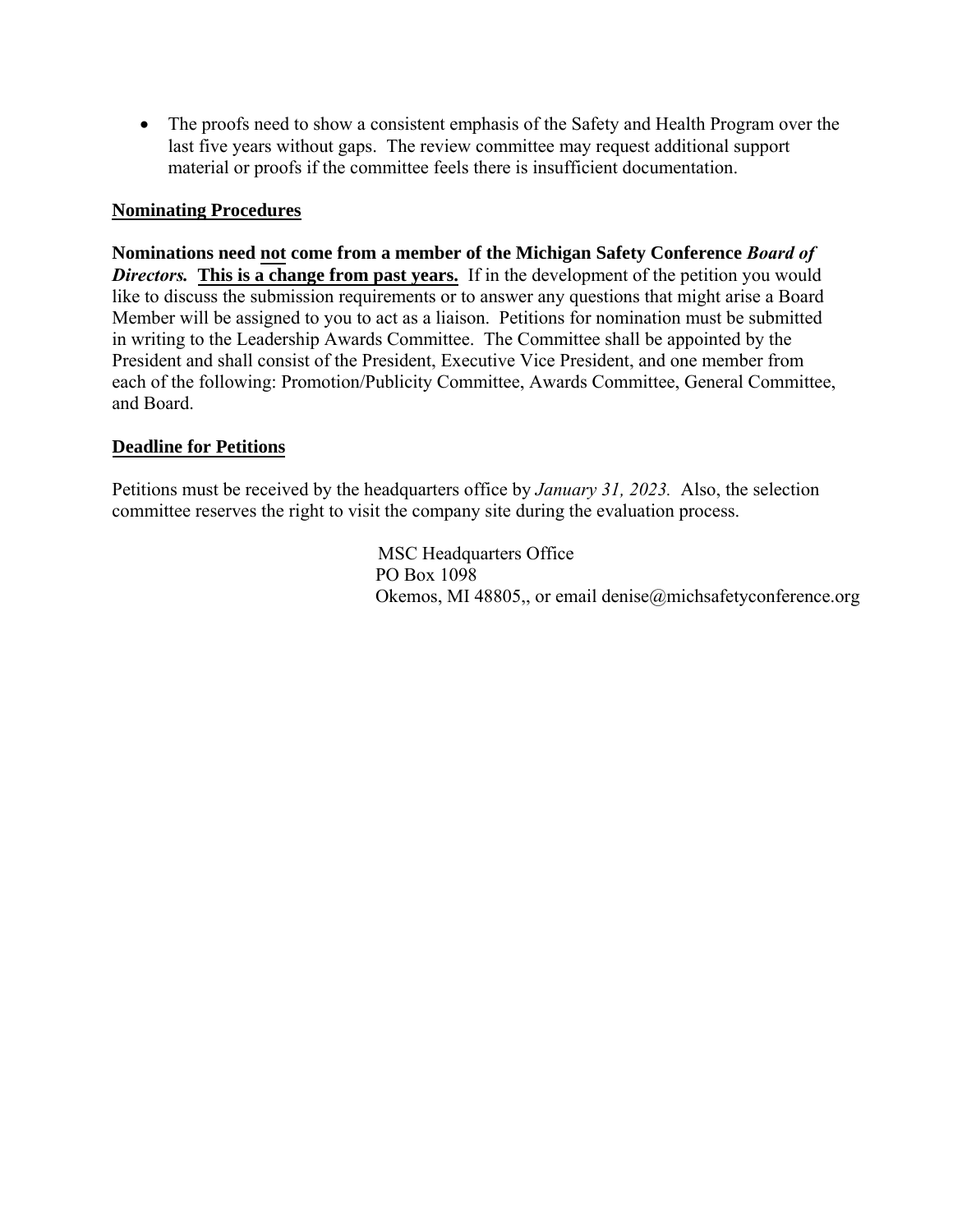- The proofs need to show a consistent emphasis of the Safety and Health Program over the last five years without gaps. The review committee may request additional support material or proofs if the committee feels there is insufficient documentation.

## Nominating Procedures

**Nominations need not come from a member of the Michigan Safety Conference *Board of Directors.* This is a change from past years.** If in the development of the petition you would like to discuss the submission requirements or to answer any questions that might arise a Board Member will be assigned to you to act as a liaison. Petitions for nomination must be submitted in writing to the Leadership Awards Committee. The Committee shall be appointed by the President and shall consist of the President, Executive Vice President, and one member from each of the following: Promotion/Publicity Committee, Awards Committee, General Committee, and Board.

## Deadline for Petitions

Petitions must be received by the headquarters office by *January 31, 2023.* Also, the selection committee reserves the right to visit the company site during the evaluation process.

MSC Headquarters Office
PO Box 1098
Okemos, MI 48805,, or email denise@michsafetyconference.org